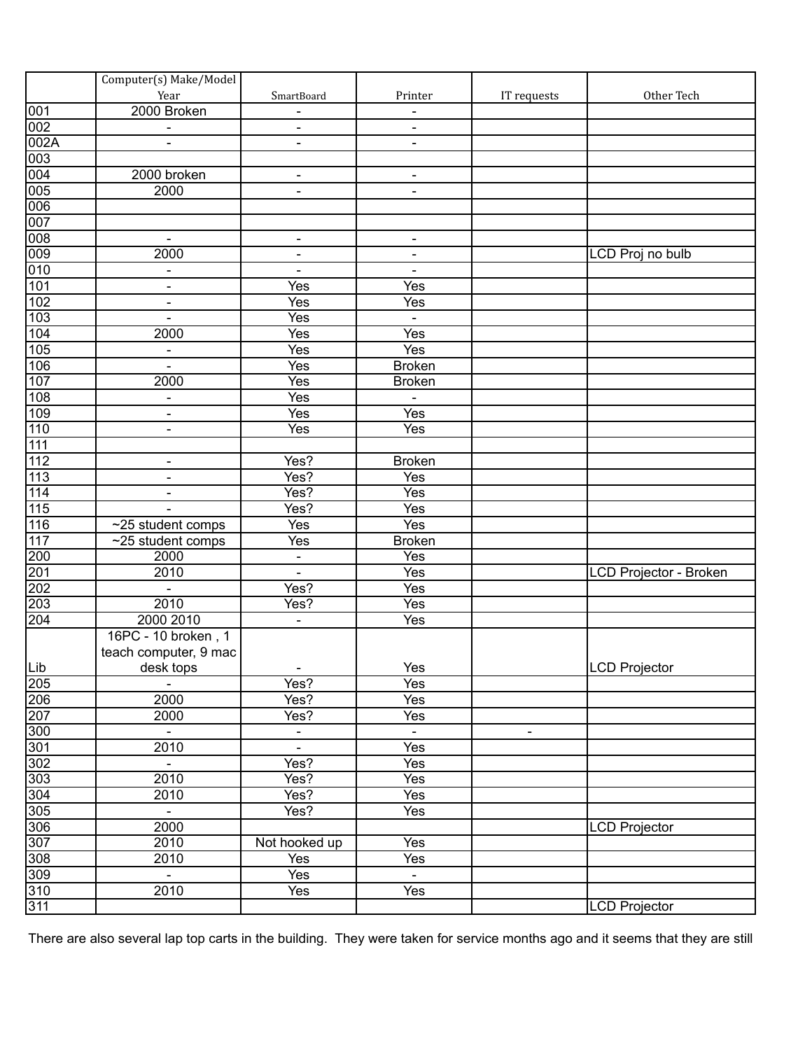| | Computer(s) Make/Model Year | SmartBoard | Printer | IT requests | Other Tech |
|---|---|---|---|---|---|
| 001 | 2000 Broken | - | - | | |
| 002 | - | - | - | | |
| 002A | - | - | - | | |
| 003 | | | | | |
| 004 | 2000 broken | - | - | | |
| 005 | 2000 | - | - | | |
| 006 | | | | | |
| 007 | | | | | |
| 008 | - | - | - | | |
| 009 | 2000 | - | - | | LCD Proj no bulb |
| 010 | - | - | - | | |
| 101 | - | Yes | Yes | | |
| 102 | - | Yes | Yes | | |
| 103 | - | Yes | - | | |
| 104 | 2000 | Yes | Yes | | |
| 105 | - | Yes | Yes | | |
| 106 | - | Yes | Broken | | |
| 107 | 2000 | Yes | Broken | | |
| 108 | - | Yes | - | | |
| 109 | - | Yes | Yes | | |
| 110 | - | Yes | Yes | | |
| 111 | | | | | |
| 112 | - | Yes? | Broken | | |
| 113 | - | Yes? | Yes | | |
| 114 | - | Yes? | Yes | | |
| 115 | - | Yes? | Yes | | |
| 116 | ~25 student comps | Yes | Yes | | |
| 117 | ~25 student comps | Yes | Broken | | |
| 200 | 2000 | - | Yes | | |
| 201 | 2010 | - | Yes | | LCD Projector - Broken |
| 202 | - | Yes? | Yes | | |
| 203 | 2010 | Yes? | Yes | | |
| 204 | 2000 2010 | - | Yes | | |
| Lib | 16PC - 10 broken , 1 teach computer, 9 mac desk tops | - | Yes | | LCD Projector |
| 205 | - | Yes? | Yes | | |
| 206 | 2000 | Yes? | Yes | | |
| 207 | 2000 | Yes? | Yes | | |
| 300 | - | - | - | - | |
| 301 | 2010 | - | Yes | | |
| 302 | - | Yes? | Yes | | |
| 303 | 2010 | Yes? | Yes | | |
| 304 | 2010 | Yes? | Yes | | |
| 305 | - | Yes? | Yes | | |
| 306 | 2000 | | | | LCD Projector |
| 307 | 2010 | Not hooked up | Yes | | |
| 308 | 2010 | Yes | Yes | | |
| 309 | - | Yes | - | | |
| 310 | 2010 | Yes | Yes | | |
| 311 | | | | | LCD Projector |

There are also several lap top carts in the building. They were taken for service months ago and it seems that they are still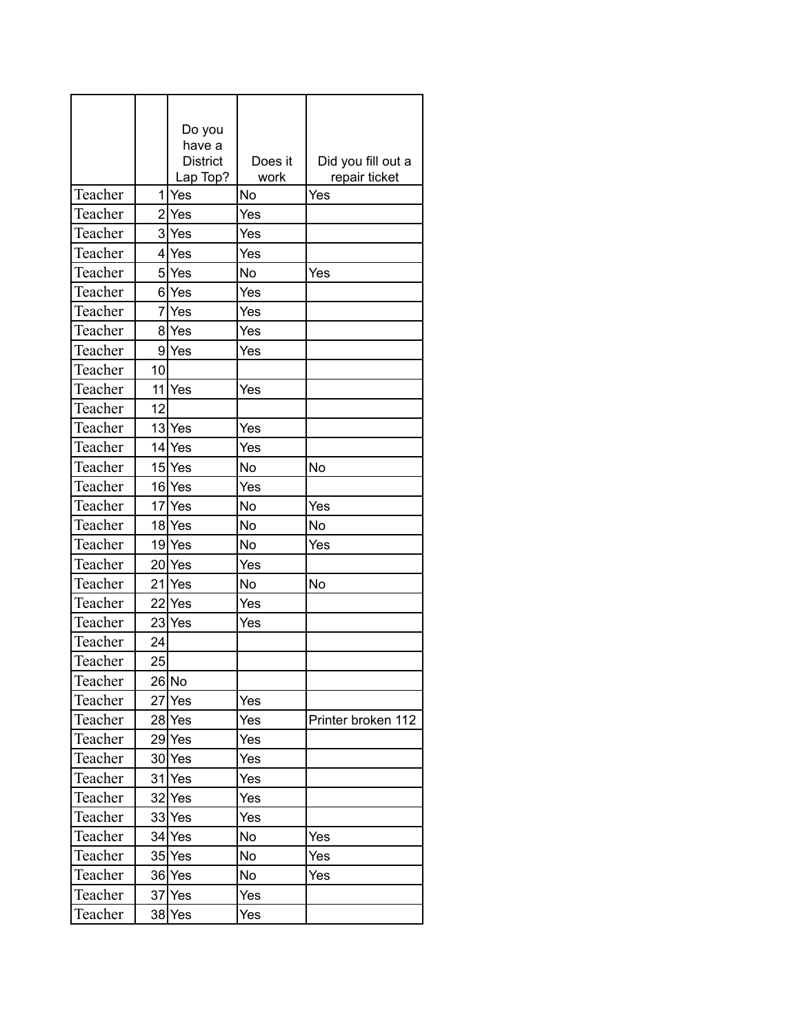| | | Do you have a District Lap Top? | Does it work | Did you fill out a repair ticket |
|---|---|---|---|---|
| Teacher | 1 | Yes | No | Yes |
| Teacher | 2 | Yes | Yes | |
| Teacher | 3 | Yes | Yes | |
| Teacher | 4 | Yes | Yes | |
| Teacher | 5 | Yes | No | Yes |
| Teacher | 6 | Yes | Yes | |
| Teacher | 7 | Yes | Yes | |
| Teacher | 8 | Yes | Yes | |
| Teacher | 9 | Yes | Yes | |
| Teacher | 10 | | | |
| Teacher | 11 | Yes | Yes | |
| Teacher | 12 | | | |
| Teacher | 13 | Yes | Yes | |
| Teacher | 14 | Yes | Yes | |
| Teacher | 15 | Yes | No | No |
| Teacher | 16 | Yes | Yes | |
| Teacher | 17 | Yes | No | Yes |
| Teacher | 18 | Yes | No | No |
| Teacher | 19 | Yes | No | Yes |
| Teacher | 20 | Yes | Yes | |
| Teacher | 21 | Yes | No | No |
| Teacher | 22 | Yes | Yes | |
| Teacher | 23 | Yes | Yes | |
| Teacher | 24 | | | |
| Teacher | 25 | | | |
| Teacher | 26 | No | | |
| Teacher | 27 | Yes | Yes | |
| Teacher | 28 | Yes | Yes | Printer broken 112 |
| Teacher | 29 | Yes | Yes | |
| Teacher | 30 | Yes | Yes | |
| Teacher | 31 | Yes | Yes | |
| Teacher | 32 | Yes | Yes | |
| Teacher | 33 | Yes | Yes | |
| Teacher | 34 | Yes | No | Yes |
| Teacher | 35 | Yes | No | Yes |
| Teacher | 36 | Yes | No | Yes |
| Teacher | 37 | Yes | Yes | |
| Teacher | 38 | Yes | Yes | |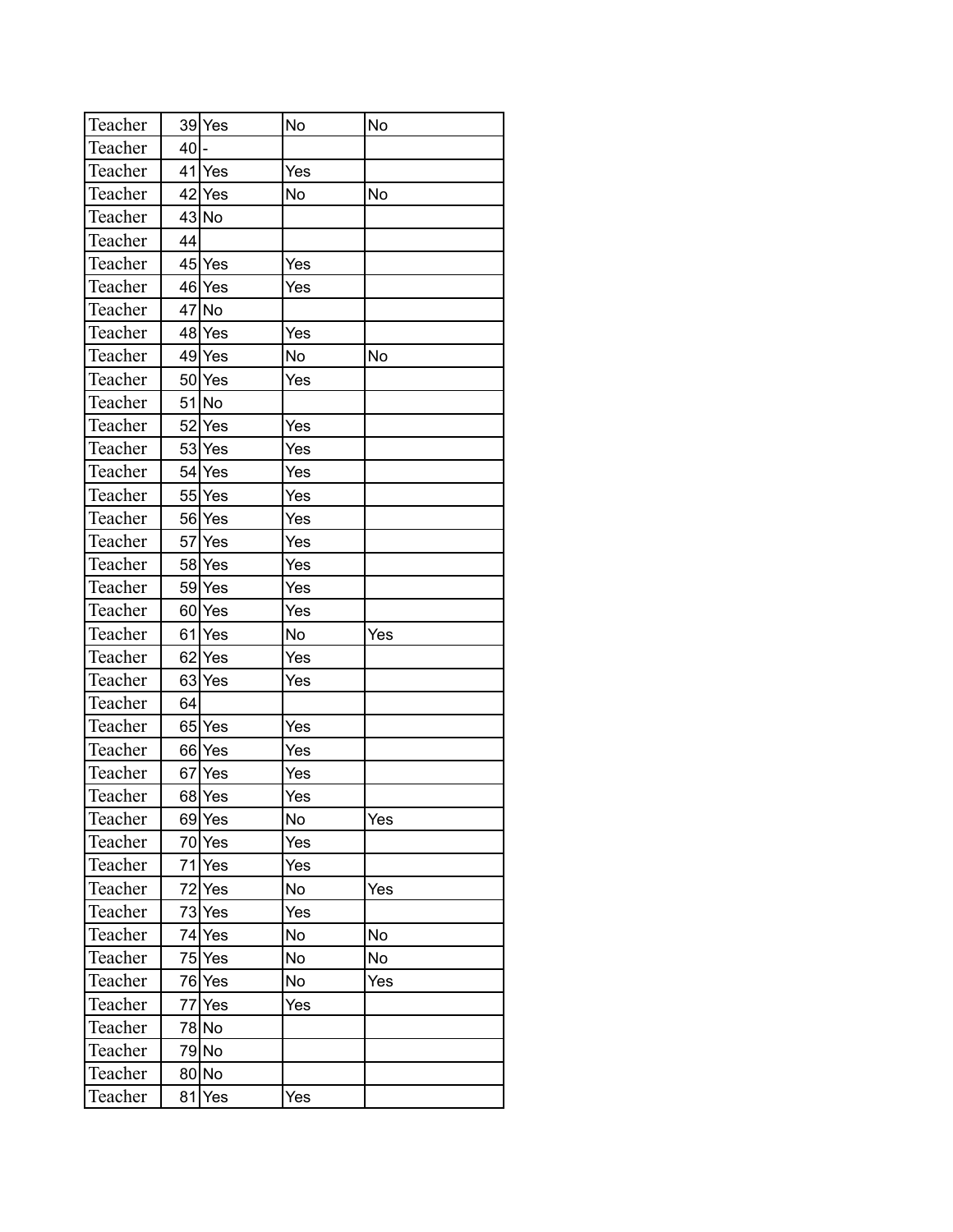| | | | | |
|---|---|---|---|---|
| Teacher | 39 | Yes | No | No |
| Teacher | 40 | - | | |
| Teacher | 41 | Yes | Yes | |
| Teacher | 42 | Yes | No | No |
| Teacher | 43 | No | | |
| Teacher | 44 | | | |
| Teacher | 45 | Yes | Yes | |
| Teacher | 46 | Yes | Yes | |
| Teacher | 47 | No | | |
| Teacher | 48 | Yes | Yes | |
| Teacher | 49 | Yes | No | No |
| Teacher | 50 | Yes | Yes | |
| Teacher | 51 | No | | |
| Teacher | 52 | Yes | Yes | |
| Teacher | 53 | Yes | Yes | |
| Teacher | 54 | Yes | Yes | |
| Teacher | 55 | Yes | Yes | |
| Teacher | 56 | Yes | Yes | |
| Teacher | 57 | Yes | Yes | |
| Teacher | 58 | Yes | Yes | |
| Teacher | 59 | Yes | Yes | |
| Teacher | 60 | Yes | Yes | |
| Teacher | 61 | Yes | No | Yes |
| Teacher | 62 | Yes | Yes | |
| Teacher | 63 | Yes | Yes | |
| Teacher | 64 | | | |
| Teacher | 65 | Yes | Yes | |
| Teacher | 66 | Yes | Yes | |
| Teacher | 67 | Yes | Yes | |
| Teacher | 68 | Yes | Yes | |
| Teacher | 69 | Yes | No | Yes |
| Teacher | 70 | Yes | Yes | |
| Teacher | 71 | Yes | Yes | |
| Teacher | 72 | Yes | No | Yes |
| Teacher | 73 | Yes | Yes | |
| Teacher | 74 | Yes | No | No |
| Teacher | 75 | Yes | No | No |
| Teacher | 76 | Yes | No | Yes |
| Teacher | 77 | Yes | Yes | |
| Teacher | 78 | No | | |
| Teacher | 79 | No | | |
| Teacher | 80 | No | | |
| Teacher | 81 | Yes | Yes | |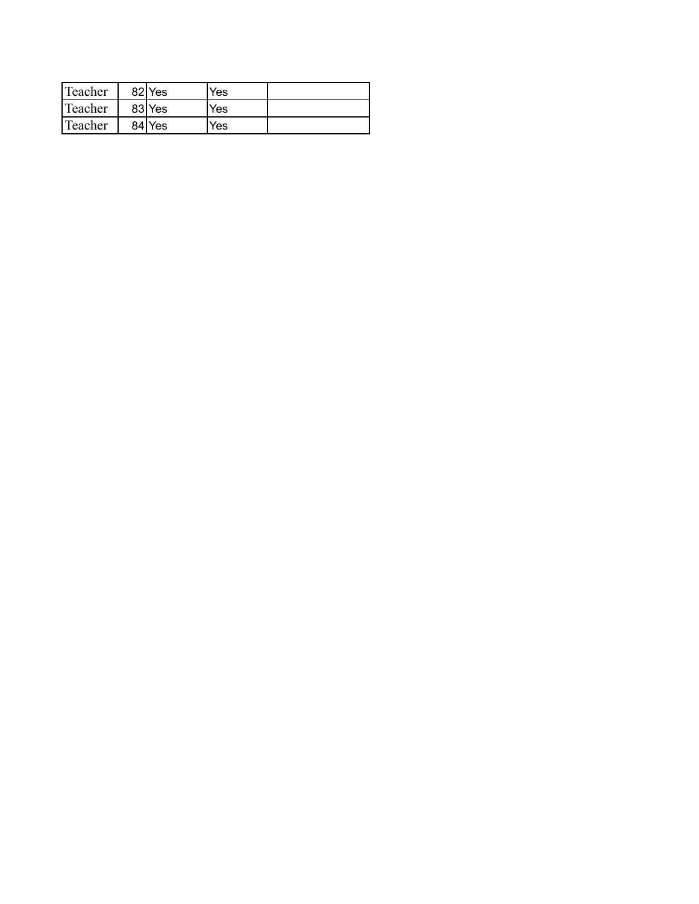| | | | | |
|---|---|---|---|---|
| Teacher | 82 | Yes | Yes | |
| Teacher | 83 | Yes | Yes | |
| Teacher | 84 | Yes | Yes | |